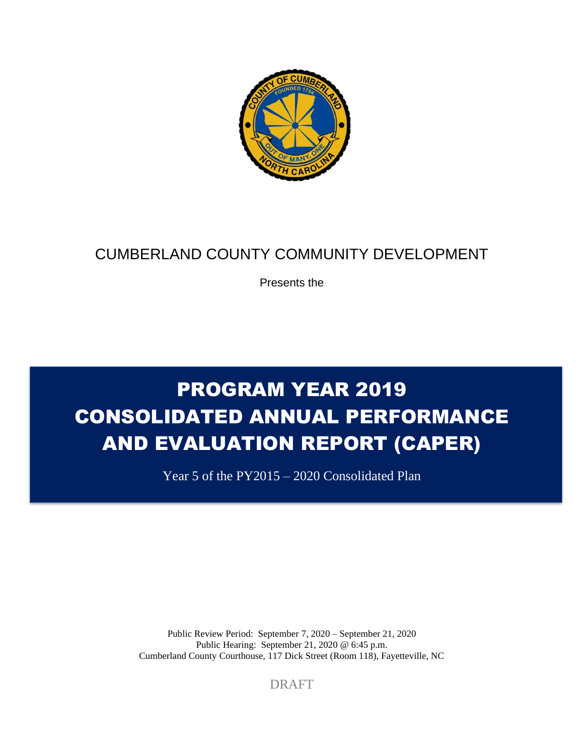CUMBERLAND COUNTY COMMUNITY DEVELOPMENT

Presents the

# PROGRAM YEAR 2019 CONSOLIDATED ANNUAL PERFORMANCE AND EVALUATION REPORT (CAPER)

Year 5 of the PY2015 – 2020 Consolidated Plan

Public Review Period: September 7, 2020 – September 21, 2020
Public Hearing: September 21, 2020 @ 6:45 p.m.
Cumberland County Courthouse, 117 Dick Street (Room 118), Fayetteville, NC

DRAFT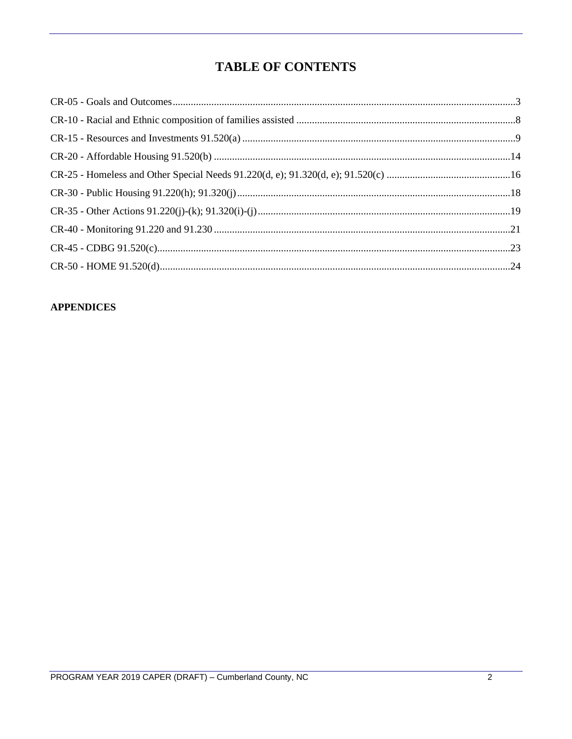# TABLE OF CONTENTS

CR-05 - Goals and Outcomes....3

CR-10 - Racial and Ethnic composition of families assisted....8

CR-15 - Resources and Investments 91.520(a)....9

CR-20 - Affordable Housing 91.520(b)....14

CR-25 - Homeless and Other Special Needs 91.220(d, e); 91.320(d, e); 91.520(c)....16

CR-30 - Public Housing 91.220(h); 91.320(j)....18

CR-35 - Other Actions 91.220(j)-(k); 91.320(i)-(j)....19

CR-40 - Monitoring 91.220 and 91.230....21

CR-45 - CDBG 91.520(c)....23

CR-50 - HOME 91.520(d)....24

**APPENDICES**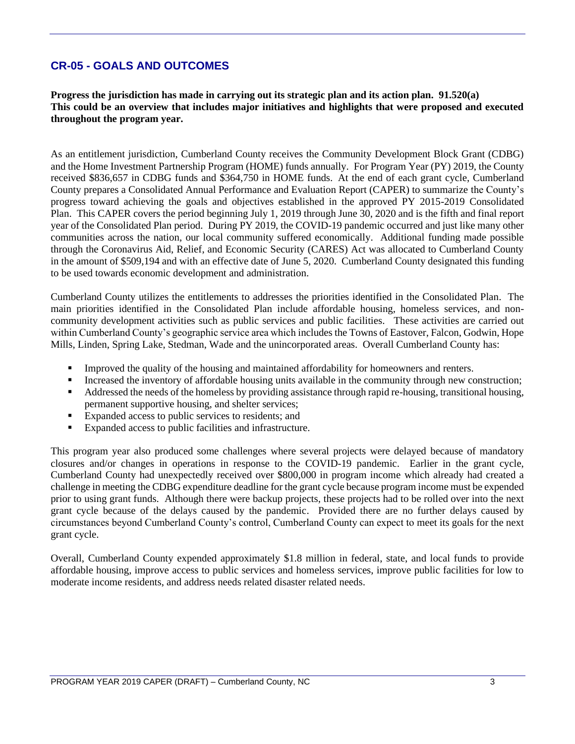## CR-05 - GOALS AND OUTCOMES

**Progress the jurisdiction has made in carrying out its strategic plan and its action plan. 91.520(a)**
**This could be an overview that includes major initiatives and highlights that were proposed and executed throughout the program year.**

As an entitlement jurisdiction, Cumberland County receives the Community Development Block Grant (CDBG) and the Home Investment Partnership Program (HOME) funds annually. For Program Year (PY) 2019, the County received $836,657 in CDBG funds and $364,750 in HOME funds. At the end of each grant cycle, Cumberland County prepares a Consolidated Annual Performance and Evaluation Report (CAPER) to summarize the County's progress toward achieving the goals and objectives established in the approved PY 2015-2019 Consolidated Plan. This CAPER covers the period beginning July 1, 2019 through June 30, 2020 and is the fifth and final report year of the Consolidated Plan period. During PY 2019, the COVID-19 pandemic occurred and just like many other communities across the nation, our local community suffered economically. Additional funding made possible through the Coronavirus Aid, Relief, and Economic Security (CARES) Act was allocated to Cumberland County in the amount of $509,194 and with an effective date of June 5, 2020. Cumberland County designated this funding to be used towards economic development and administration.

Cumberland County utilizes the entitlements to addresses the priorities identified in the Consolidated Plan. The main priorities identified in the Consolidated Plan include affordable housing, homeless services, and non-community development activities such as public services and public facilities. These activities are carried out within Cumberland County's geographic service area which includes the Towns of Eastover, Falcon, Godwin, Hope Mills, Linden, Spring Lake, Stedman, Wade and the unincorporated areas. Overall Cumberland County has:

- Improved the quality of the housing and maintained affordability for homeowners and renters.
- Increased the inventory of affordable housing units available in the community through new construction;
- Addressed the needs of the homeless by providing assistance through rapid re-housing, transitional housing, permanent supportive housing, and shelter services;
- Expanded access to public services to residents; and
- Expanded access to public facilities and infrastructure.

This program year also produced some challenges where several projects were delayed because of mandatory closures and/or changes in operations in response to the COVID-19 pandemic. Earlier in the grant cycle, Cumberland County had unexpectedly received over $800,000 in program income which already had created a challenge in meeting the CDBG expenditure deadline for the grant cycle because program income must be expended prior to using grant funds. Although there were backup projects, these projects had to be rolled over into the next grant cycle because of the delays caused by the pandemic. Provided there are no further delays caused by circumstances beyond Cumberland County's control, Cumberland County can expect to meet its goals for the next grant cycle.

Overall, Cumberland County expended approximately $1.8 million in federal, state, and local funds to provide affordable housing, improve access to public services and homeless services, improve public facilities for low to moderate income residents, and address needs related disaster related needs.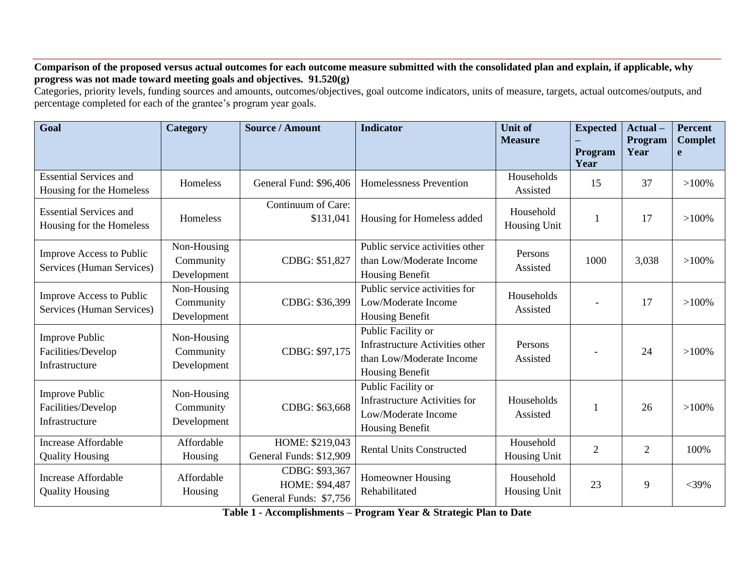**Comparison of the proposed versus actual outcomes for each outcome measure submitted with the consolidated plan and explain, if applicable, why progress was not made toward meeting goals and objectives. 91.520(g)**

Categories, priority levels, funding sources and amounts, outcomes/objectives, goal outcome indicators, units of measure, targets, actual outcomes/outputs, and percentage completed for each of the grantee's program year goals.

| Goal | Category | Source / Amount | Indicator | Unit of Measure | Expected – Program Year | Actual – Program Year | Percent Complete |
|---|---|---|---|---|---|---|---|
| Essential Services and Housing for the Homeless | Homeless | General Fund: $96,406 | Homelessness Prevention | Households Assisted | 15 | 37 | >100% |
| Essential Services and Housing for the Homeless | Homeless | Continuum of Care: $131,041 | Housing for Homeless added | Household Housing Unit | 1 | 17 | >100% |
| Improve Access to Public Services (Human Services) | Non-Housing Community Development | CDBG: $51,827 | Public service activities other than Low/Moderate Income Housing Benefit | Persons Assisted | 1000 | 3,038 | >100% |
| Improve Access to Public Services (Human Services) | Non-Housing Community Development | CDBG: $36,399 | Public service activities for Low/Moderate Income Housing Benefit | Households Assisted | - | 17 | >100% |
| Improve Public Facilities/Develop Infrastructure | Non-Housing Community Development | CDBG: $97,175 | Public Facility or Infrastructure Activities other than Low/Moderate Income Housing Benefit | Persons Assisted | - | 24 | >100% |
| Improve Public Facilities/Develop Infrastructure | Non-Housing Community Development | CDBG: $63,668 | Public Facility or Infrastructure Activities for Low/Moderate Income Housing Benefit | Households Assisted | 1 | 26 | >100% |
| Increase Affordable Quality Housing | Affordable Housing | HOME: $219,043<br>General Funds: $12,909 | Rental Units Constructed | Household Housing Unit | 2 | 2 | 100% |
| Increase Affordable Quality Housing | Affordable Housing | CDBG: $93,367<br>HOME: $94,487<br>General Funds: $7,756 | Homeowner Housing Rehabilitated | Household Housing Unit | 23 | 9 | <39% |

**Table 1 - Accomplishments – Program Year & Strategic Plan to Date**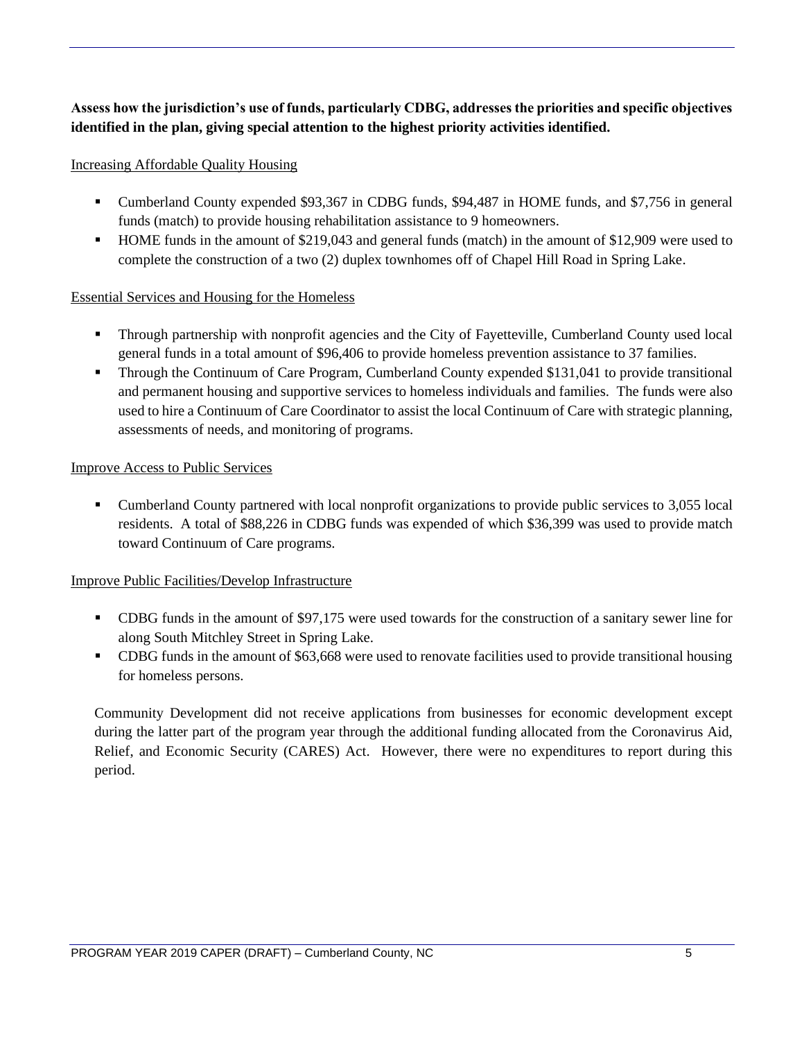**Assess how the jurisdiction's use of funds, particularly CDBG, addresses the priorities and specific objectives identified in the plan, giving special attention to the highest priority activities identified.**

Increasing Affordable Quality Housing

- Cumberland County expended $93,367 in CDBG funds, $94,487 in HOME funds, and $7,756 in general funds (match) to provide housing rehabilitation assistance to 9 homeowners.
- HOME funds in the amount of $219,043 and general funds (match) in the amount of $12,909 were used to complete the construction of a two (2) duplex townhomes off of Chapel Hill Road in Spring Lake.

Essential Services and Housing for the Homeless

- Through partnership with nonprofit agencies and the City of Fayetteville, Cumberland County used local general funds in a total amount of $96,406 to provide homeless prevention assistance to 37 families.
- Through the Continuum of Care Program, Cumberland County expended $131,041 to provide transitional and permanent housing and supportive services to homeless individuals and families. The funds were also used to hire a Continuum of Care Coordinator to assist the local Continuum of Care with strategic planning, assessments of needs, and monitoring of programs.

Improve Access to Public Services

- Cumberland County partnered with local nonprofit organizations to provide public services to 3,055 local residents. A total of $88,226 in CDBG funds was expended of which $36,399 was used to provide match toward Continuum of Care programs.

Improve Public Facilities/Develop Infrastructure

- CDBG funds in the amount of $97,175 were used towards for the construction of a sanitary sewer line for along South Mitchley Street in Spring Lake.
- CDBG funds in the amount of $63,668 were used to renovate facilities used to provide transitional housing for homeless persons.

Community Development did not receive applications from businesses for economic development except during the latter part of the program year through the additional funding allocated from the Coronavirus Aid, Relief, and Economic Security (CARES) Act. However, there were no expenditures to report during this period.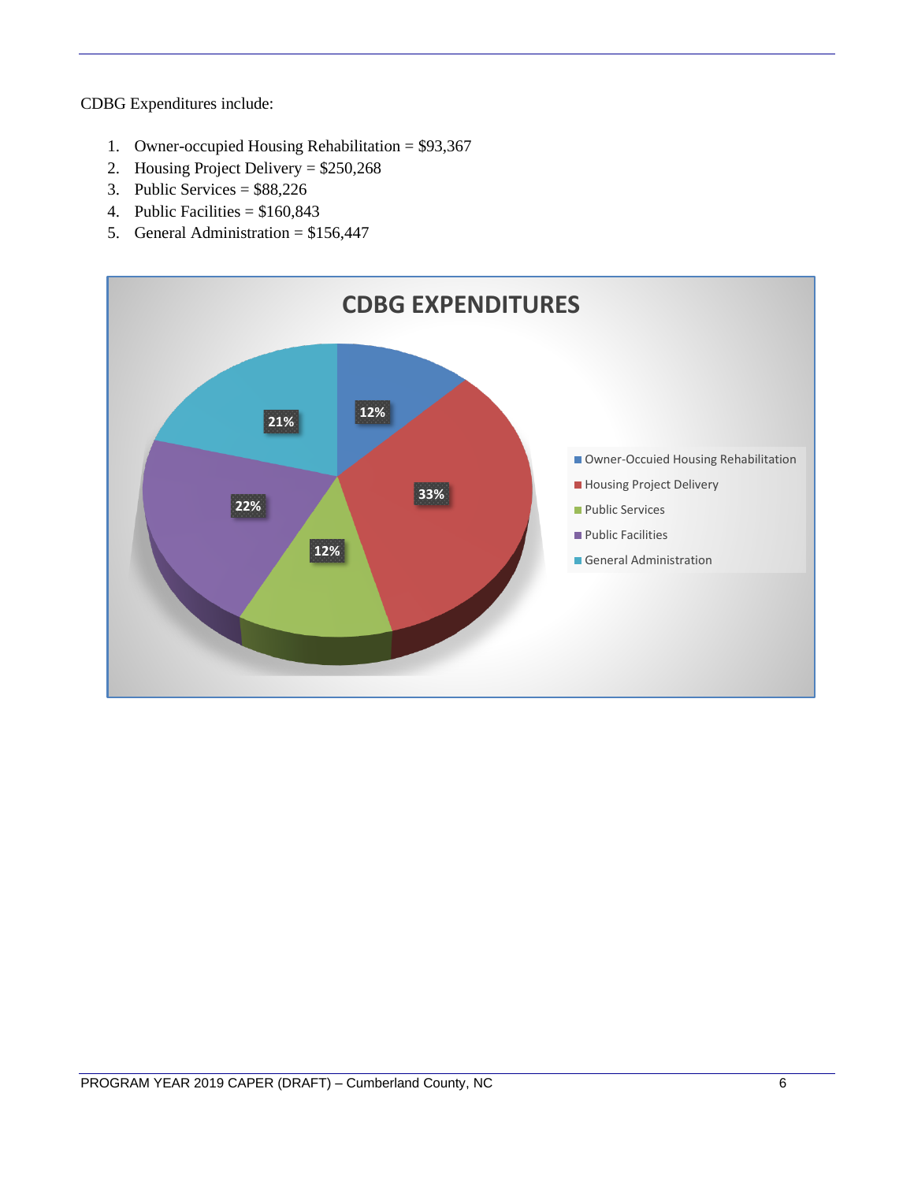CDBG Expenditures include:

1. Owner-occupied Housing Rehabilitation = $93,367
2. Housing Project Delivery = $250,268
3. Public Services = $88,226
4. Public Facilities = $160,843
5. General Administration = $156,447

**CDBG EXPENDITURES**

| Category | Percentage |
| --- | --- |
| Owner-Occuied Housing Rehabilitation | 12% |
| Housing Project Delivery | 33% |
| Public Services | 12% |
| Public Facilities | 22% |
| General Administration | 21% |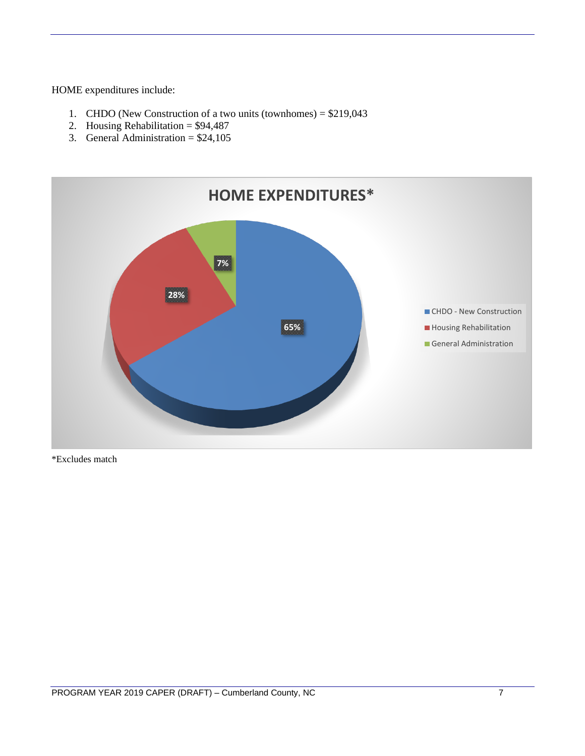HOME expenditures include:

1. CHDO (New Construction of a two units (townhomes) = $219,043
2. Housing Rehabilitation = $94,487
3. General Administration = $24,105

*Excludes match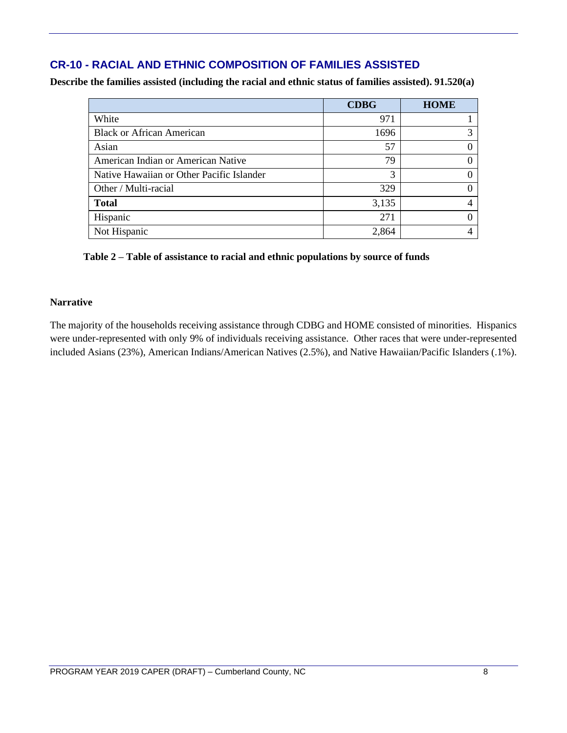## CR-10 - RACIAL AND ETHNIC COMPOSITION OF FAMILIES ASSISTED

**Describe the families assisted (including the racial and ethnic status of families assisted). 91.520(a)**

| | CDBG | HOME |
|---|---|---|
| White | 971 | 1 |
| Black or African American | 1696 | 3 |
| Asian | 57 | 0 |
| American Indian or American Native | 79 | 0 |
| Native Hawaiian or Other Pacific Islander | 3 | 0 |
| Other / Multi-racial | 329 | 0 |
| **Total** | 3,135 | 4 |
| Hispanic | 271 | 0 |
| Not Hispanic | 2,864 | 4 |

**Table 2 – Table of assistance to racial and ethnic populations by source of funds**

**Narrative**

The majority of the households receiving assistance through CDBG and HOME consisted of minorities. Hispanics were under-represented with only 9% of individuals receiving assistance. Other races that were under-represented included Asians (23%), American Indians/American Natives (2.5%), and Native Hawaiian/Pacific Islanders (.1%).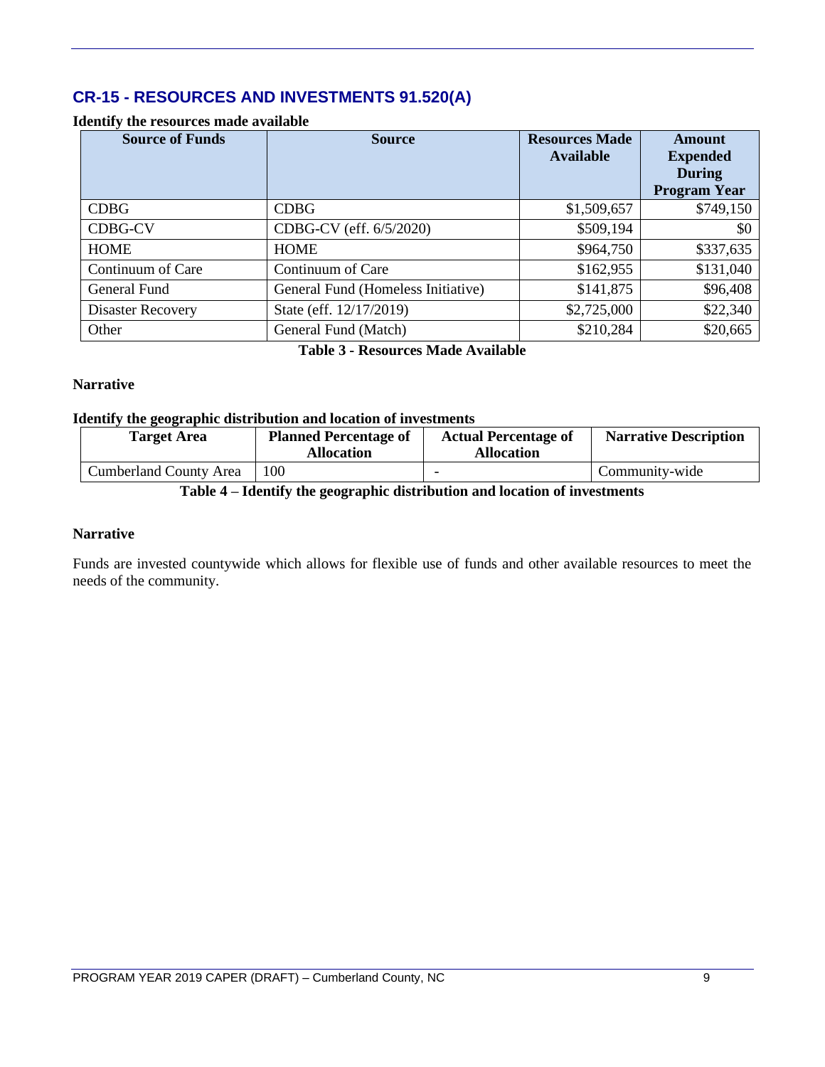## CR-15 - RESOURCES AND INVESTMENTS 91.520(A)

**Identify the resources made available**

| Source of Funds | Source | Resources Made Available | Amount Expended During Program Year |
|---|---|---|---|
| CDBG | CDBG | $1,509,657 | $749,150 |
| CDBG-CV | CDBG-CV (eff. 6/5/2020) | $509,194 | $0 |
| HOME | HOME | $964,750 | $337,635 |
| Continuum of Care | Continuum of Care | $162,955 | $131,040 |
| General Fund | General Fund (Homeless Initiative) | $141,875 | $96,408 |
| Disaster Recovery | State (eff. 12/17/2019) | $2,725,000 | $22,340 |
| Other | General Fund (Match) | $210,284 | $20,665 |

**Table 3 - Resources Made Available**

**Narrative**

**Identify the geographic distribution and location of investments**

| Target Area | Planned Percentage of Allocation | Actual Percentage of Allocation | Narrative Description |
|---|---|---|---|
| Cumberland County Area | 100 | - | Community-wide |

**Table 4 – Identify the geographic distribution and location of investments**

**Narrative**

Funds are invested countywide which allows for flexible use of funds and other available resources to meet the needs of the community.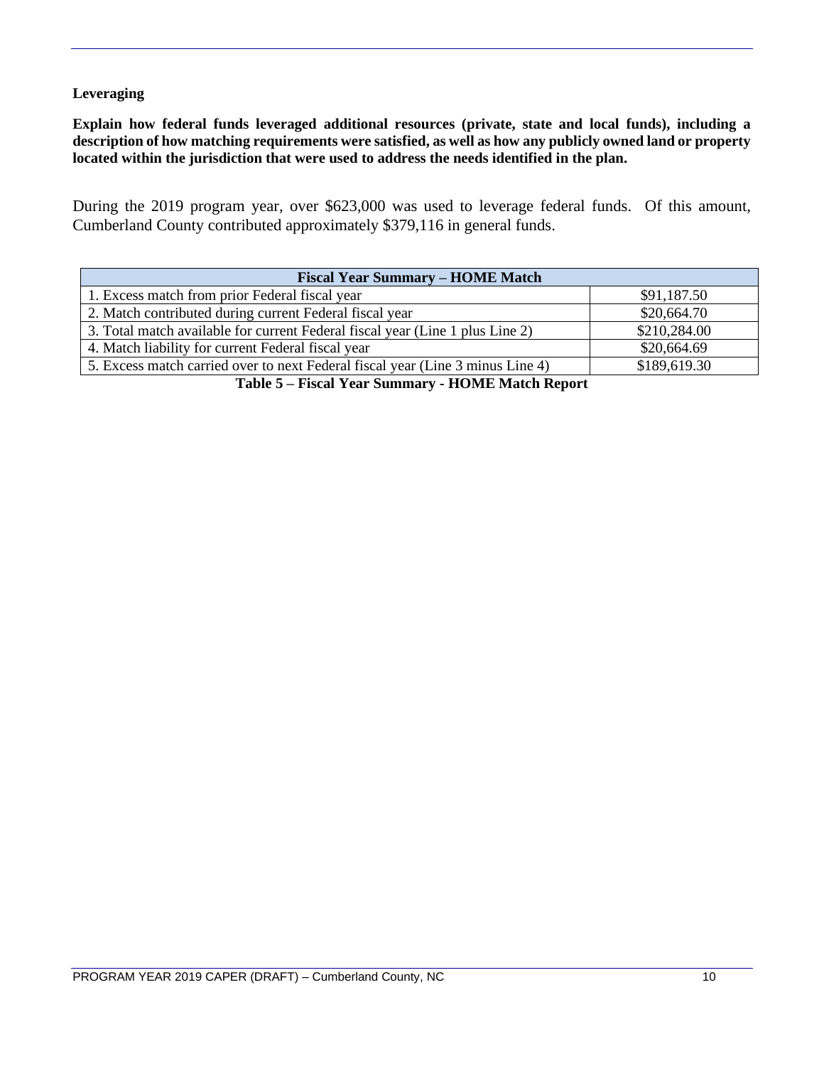**Leveraging**

**Explain how federal funds leveraged additional resources (private, state and local funds), including a description of how matching requirements were satisfied, as well as how any publicly owned land or property located within the jurisdiction that were used to address the needs identified in the plan.**

During the 2019 program year, over $623,000 was used to leverage federal funds. Of this amount, Cumberland County contributed approximately $379,116 in general funds.

| Fiscal Year Summary – HOME Match | |
|---|---|
| 1. Excess match from prior Federal fiscal year | $91,187.50 |
| 2. Match contributed during current Federal fiscal year | $20,664.70 |
| 3. Total match available for current Federal fiscal year (Line 1 plus Line 2) | $210,284.00 |
| 4. Match liability for current Federal fiscal year | $20,664.69 |
| 5. Excess match carried over to next Federal fiscal year (Line 3 minus Line 4) | $189,619.30 |

**Table 5 – Fiscal Year Summary - HOME Match Report**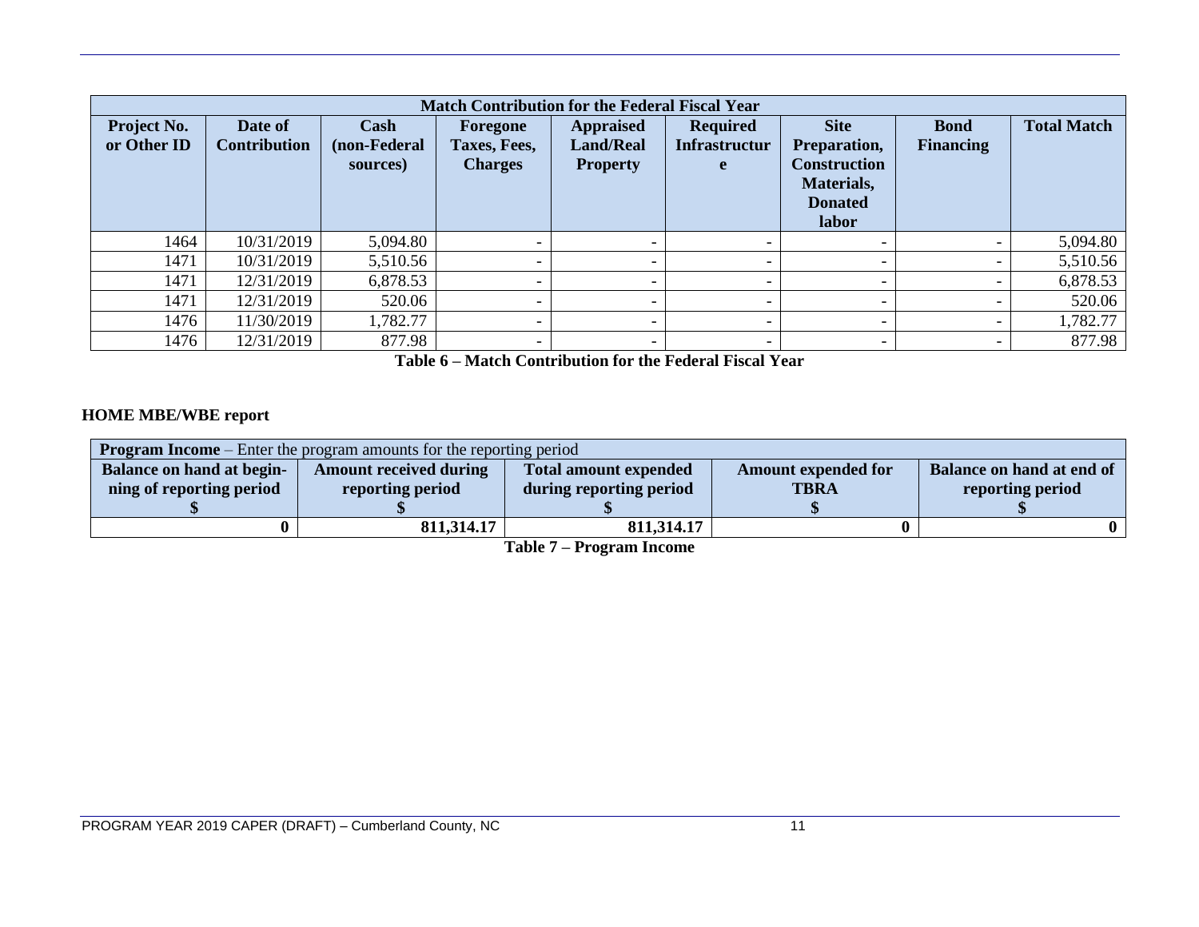| Match Contribution for the Federal Fiscal Year | | | | | | | | |
|---|---|---|---|---|---|---|---|---|
| **Project No. or Other ID** | **Date of Contribution** | **Cash (non-Federal sources)** | **Foregone Taxes, Fees, Charges** | **Appraised Land/Real Property** | **Required Infrastructure** | **Site Preparation, Construction Materials, Donated labor** | **Bond Financing** | **Total Match** |
| 1464 | 10/31/2019 | 5,094.80 | - | - | - | - | - | 5,094.80 |
| 1471 | 10/31/2019 | 5,510.56 | - | - | - | - | - | 5,510.56 |
| 1471 | 12/31/2019 | 6,878.53 | - | - | - | - | - | 6,878.53 |
| 1471 | 12/31/2019 | 520.06 | - | - | - | - | - | 520.06 |
| 1476 | 11/30/2019 | 1,782.77 | - | - | - | - | - | 1,782.77 |
| 1476 | 12/31/2019 | 877.98 | - | - | - | - | - | 877.98 |

**Table 6 – Match Contribution for the Federal Fiscal Year**

**HOME MBE/WBE report**

| **Program Income** – Enter the program amounts for the reporting period | | | | |
|---|---|---|---|---|
| **Balance on hand at beginning of reporting period $** | **Amount received during reporting period $** | **Total amount expended during reporting period $** | **Amount expended for TBRA $** | **Balance on hand at end of reporting period $** |
| **0** | **811,314.17** | **811,314.17** | **0** | **0** |

**Table 7 – Program Income**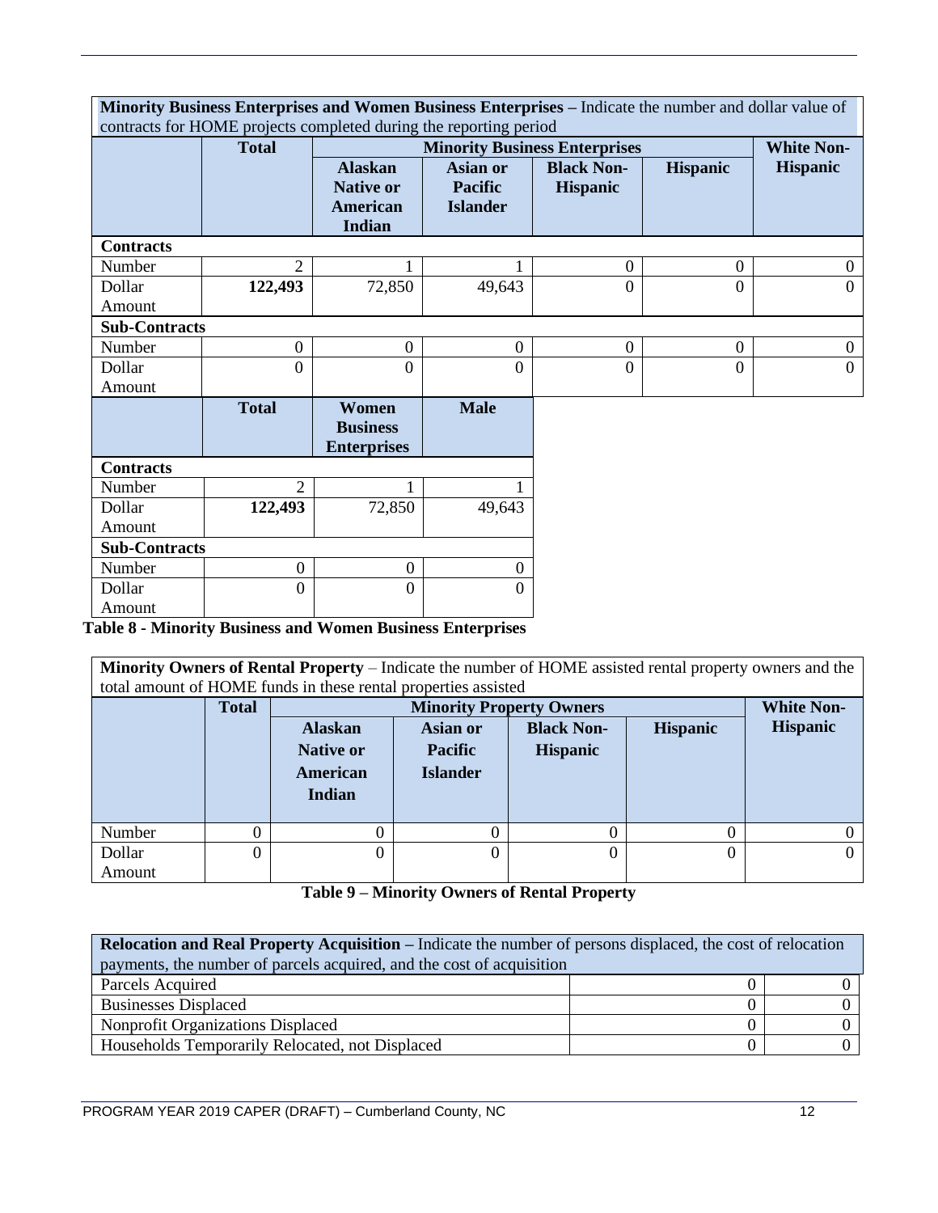| **Minority Business Enterprises and Women Business Enterprises** – Indicate the number and dollar value of contracts for HOME projects completed during the reporting period | | | | | | |
|---|---|---|---|---|---|---|
| | **Total** | **Minority Business Enterprises** | | | | **White Non-Hispanic** |
| | | **Alaskan Native or American Indian** | **Asian or Pacific Islander** | **Black Non-Hispanic** | **Hispanic** | |
| **Contracts** | | | | | | |
| Number | 2 | 1 | 1 | 0 | 0 | 0 |
| Dollar Amount | **122,493** | 72,850 | 49,643 | 0 | 0 | 0 |
| **Sub-Contracts** | | | | | | |
| Number | 0 | 0 | 0 | 0 | 0 | 0 |
| Dollar Amount | 0 | 0 | 0 | 0 | 0 | 0 |

| | **Total** | **Women Business Enterprises** | **Male** |
|---|---|---|---|
| **Contracts** | | | |
| Number | 2 | 1 | 1 |
| Dollar Amount | **122,493** | 72,850 | 49,643 |
| **Sub-Contracts** | | | |
| Number | 0 | 0 | 0 |
| Dollar Amount | 0 | 0 | 0 |

**Table 8 - Minority Business and Women Business Enterprises**

| **Minority Owners of Rental Property** – Indicate the number of HOME assisted rental property owners and the total amount of HOME funds in these rental properties assisted | | | | | | |
|---|---|---|---|---|---|---|
| | **Total** | **Minority Property Owners** | | | | **White Non-Hispanic** |
| | | **Alaskan Native or American Indian** | **Asian or Pacific Islander** | **Black Non-Hispanic** | **Hispanic** | |
| Number | 0 | 0 | 0 | 0 | 0 | 0 |
| Dollar Amount | 0 | 0 | 0 | 0 | 0 | 0 |

**Table 9 – Minority Owners of Rental Property**

| **Relocation and Real Property Acquisition** – Indicate the number of persons displaced, the cost of relocation payments, the number of parcels acquired, and the cost of acquisition | | |
|---|---|---|
| Parcels Acquired | 0 | 0 |
| Businesses Displaced | 0 | 0 |
| Nonprofit Organizations Displaced | 0 | 0 |
| Households Temporarily Relocated, not Displaced | 0 | 0 |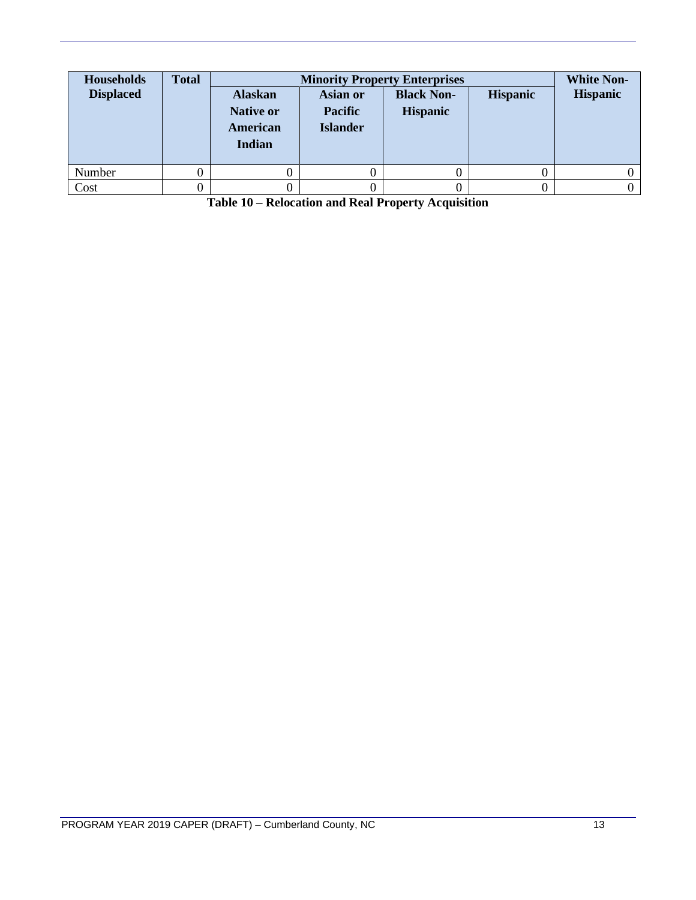| Households Displaced | Total | Minority Property Enterprises | | | | White Non-Hispanic |
|---|---|---|---|---|---|---|
| | | Alaskan Native or American Indian | Asian or Pacific Islander | Black Non-Hispanic | Hispanic | |
| Number | 0 | 0 | 0 | 0 | 0 | 0 |
| Cost | 0 | 0 | 0 | 0 | 0 | 0 |

**Table 10 – Relocation and Real Property Acquisition**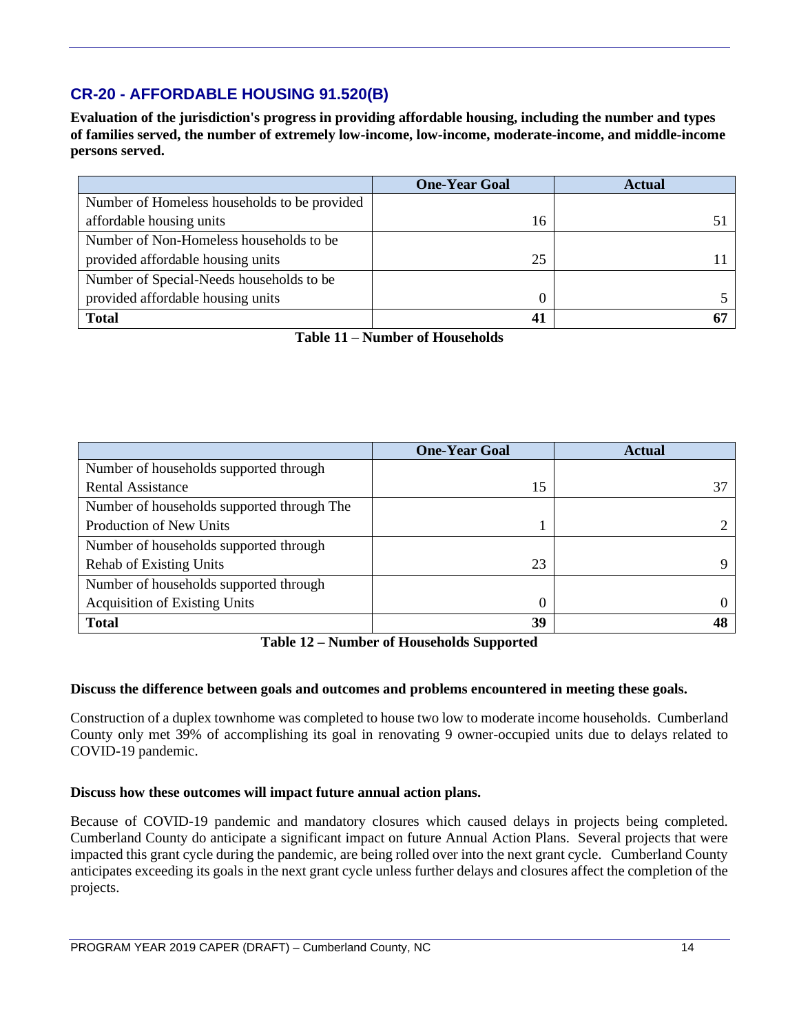## CR-20 - AFFORDABLE HOUSING 91.520(B)

**Evaluation of the jurisdiction's progress in providing affordable housing, including the number and types of families served, the number of extremely low-income, low-income, moderate-income, and middle-income persons served.**

| | One-Year Goal | Actual |
|---|---|---|
| Number of Homeless households to be provided affordable housing units | 16 | 51 |
| Number of Non-Homeless households to be provided affordable housing units | 25 | 11 |
| Number of Special-Needs households to be provided affordable housing units | 0 | 5 |
| **Total** | **41** | **67** |

**Table 11 – Number of Households**

| | One-Year Goal | Actual |
|---|---|---|
| Number of households supported through Rental Assistance | 15 | 37 |
| Number of households supported through The Production of New Units | 1 | 2 |
| Number of households supported through Rehab of Existing Units | 23 | 9 |
| Number of households supported through Acquisition of Existing Units | 0 | 0 |
| **Total** | **39** | **48** |

**Table 12 – Number of Households Supported**

**Discuss the difference between goals and outcomes and problems encountered in meeting these goals.**

Construction of a duplex townhome was completed to house two low to moderate income households. Cumberland County only met 39% of accomplishing its goal in renovating 9 owner-occupied units due to delays related to COVID-19 pandemic.

**Discuss how these outcomes will impact future annual action plans.**

Because of COVID-19 pandemic and mandatory closures which caused delays in projects being completed. Cumberland County do anticipate a significant impact on future Annual Action Plans. Several projects that were impacted this grant cycle during the pandemic, are being rolled over into the next grant cycle. Cumberland County anticipates exceeding its goals in the next grant cycle unless further delays and closures affect the completion of the projects.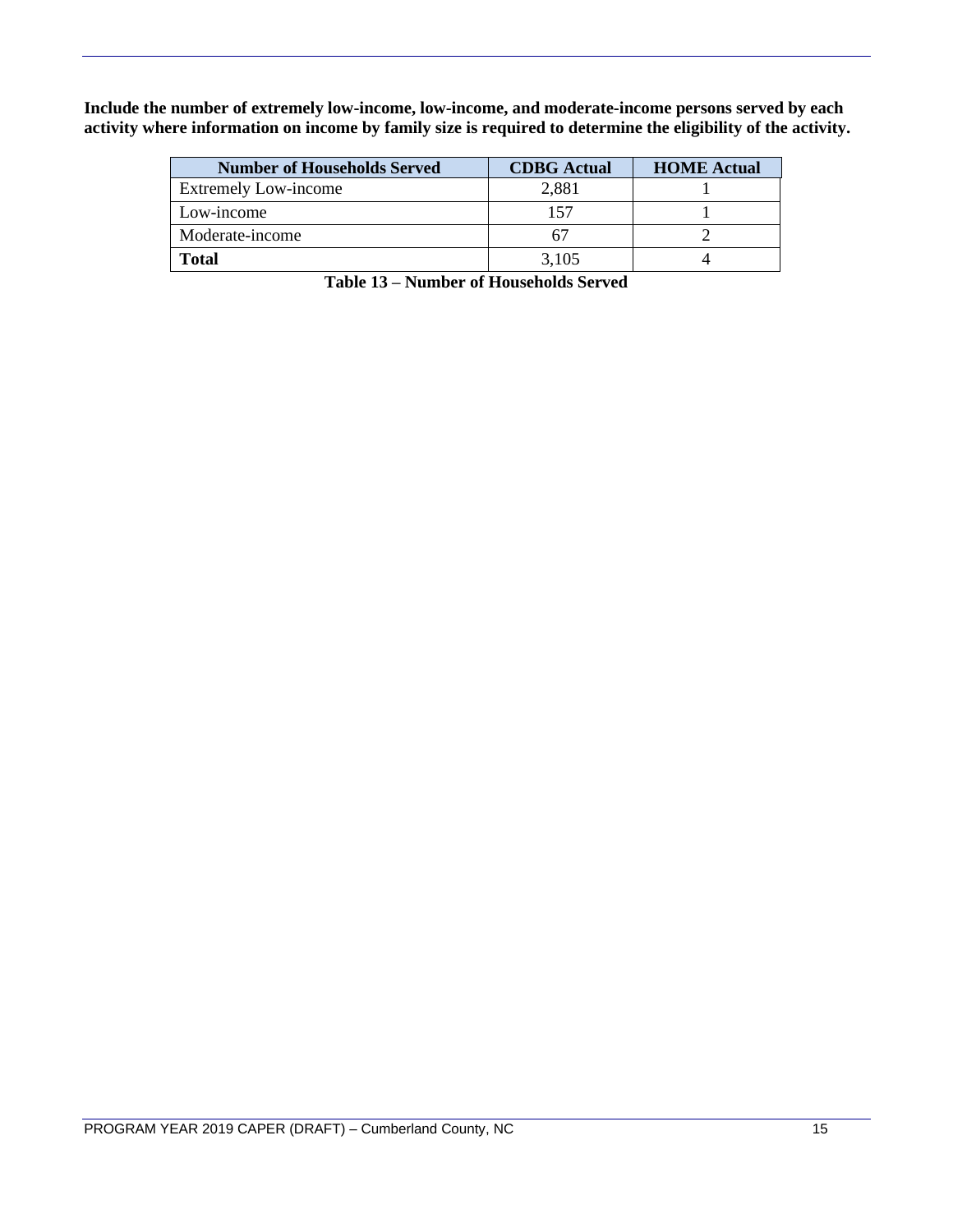**Include the number of extremely low-income, low-income, and moderate-income persons served by each activity where information on income by family size is required to determine the eligibility of the activity.**

| Number of Households Served | CDBG Actual | HOME Actual |
|---|---|---|
| Extremely Low-income | 2,881 | 1 |
| Low-income | 157 | 1 |
| Moderate-income | 67 | 2 |
| **Total** | 3,105 | 4 |

**Table 13 – Number of Households Served**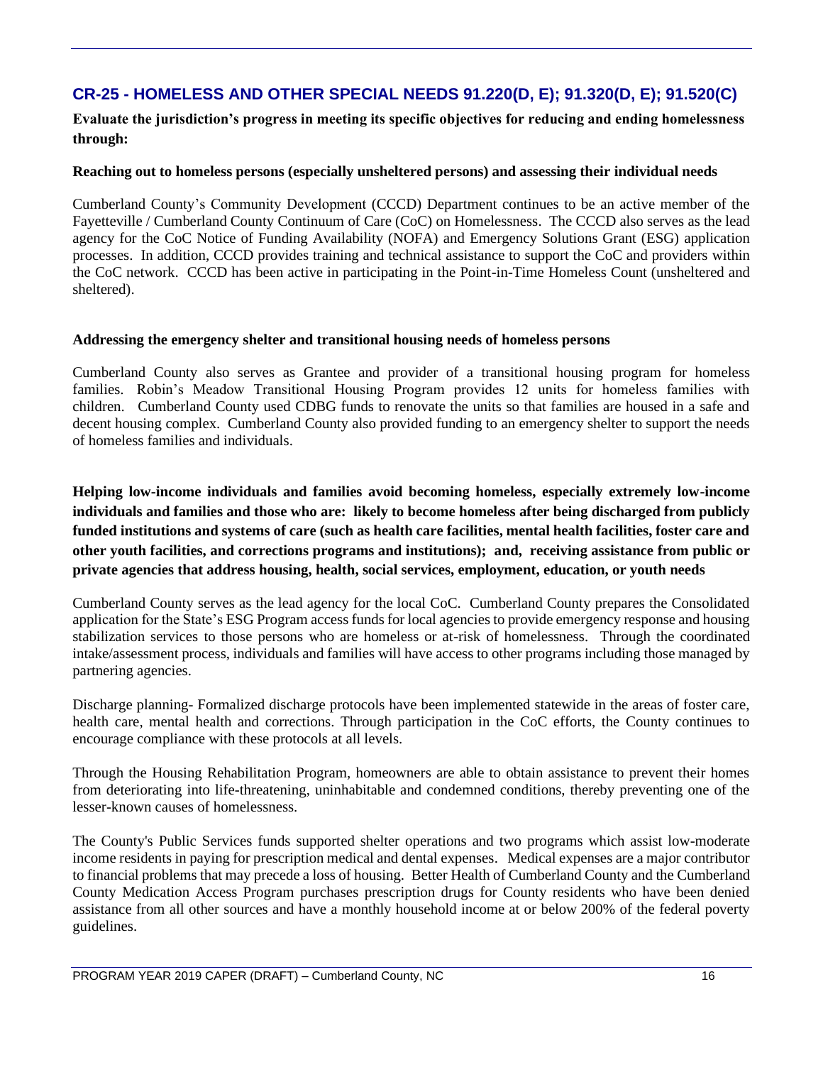## CR-25 - HOMELESS AND OTHER SPECIAL NEEDS 91.220(D, E); 91.320(D, E); 91.520(C)

**Evaluate the jurisdiction's progress in meeting its specific objectives for reducing and ending homelessness through:**

**Reaching out to homeless persons (especially unsheltered persons) and assessing their individual needs**

Cumberland County's Community Development (CCCD) Department continues to be an active member of the Fayetteville / Cumberland County Continuum of Care (CoC) on Homelessness. The CCCD also serves as the lead agency for the CoC Notice of Funding Availability (NOFA) and Emergency Solutions Grant (ESG) application processes. In addition, CCCD provides training and technical assistance to support the CoC and providers within the CoC network. CCCD has been active in participating in the Point-in-Time Homeless Count (unsheltered and sheltered).

**Addressing the emergency shelter and transitional housing needs of homeless persons**

Cumberland County also serves as Grantee and provider of a transitional housing program for homeless families. Robin's Meadow Transitional Housing Program provides 12 units for homeless families with children. Cumberland County used CDBG funds to renovate the units so that families are housed in a safe and decent housing complex. Cumberland County also provided funding to an emergency shelter to support the needs of homeless families and individuals.

**Helping low-income individuals and families avoid becoming homeless, especially extremely low-income individuals and families and those who are: likely to become homeless after being discharged from publicly funded institutions and systems of care (such as health care facilities, mental health facilities, foster care and other youth facilities, and corrections programs and institutions); and, receiving assistance from public or private agencies that address housing, health, social services, employment, education, or youth needs**

Cumberland County serves as the lead agency for the local CoC. Cumberland County prepares the Consolidated application for the State's ESG Program access funds for local agencies to provide emergency response and housing stabilization services to those persons who are homeless or at-risk of homelessness. Through the coordinated intake/assessment process, individuals and families will have access to other programs including those managed by partnering agencies.

Discharge planning- Formalized discharge protocols have been implemented statewide in the areas of foster care, health care, mental health and corrections. Through participation in the CoC efforts, the County continues to encourage compliance with these protocols at all levels.

Through the Housing Rehabilitation Program, homeowners are able to obtain assistance to prevent their homes from deteriorating into life-threatening, uninhabitable and condemned conditions, thereby preventing one of the lesser-known causes of homelessness.

The County's Public Services funds supported shelter operations and two programs which assist low-moderate income residents in paying for prescription medical and dental expenses. Medical expenses are a major contributor to financial problems that may precede a loss of housing. Better Health of Cumberland County and the Cumberland County Medication Access Program purchases prescription drugs for County residents who have been denied assistance from all other sources and have a monthly household income at or below 200% of the federal poverty guidelines.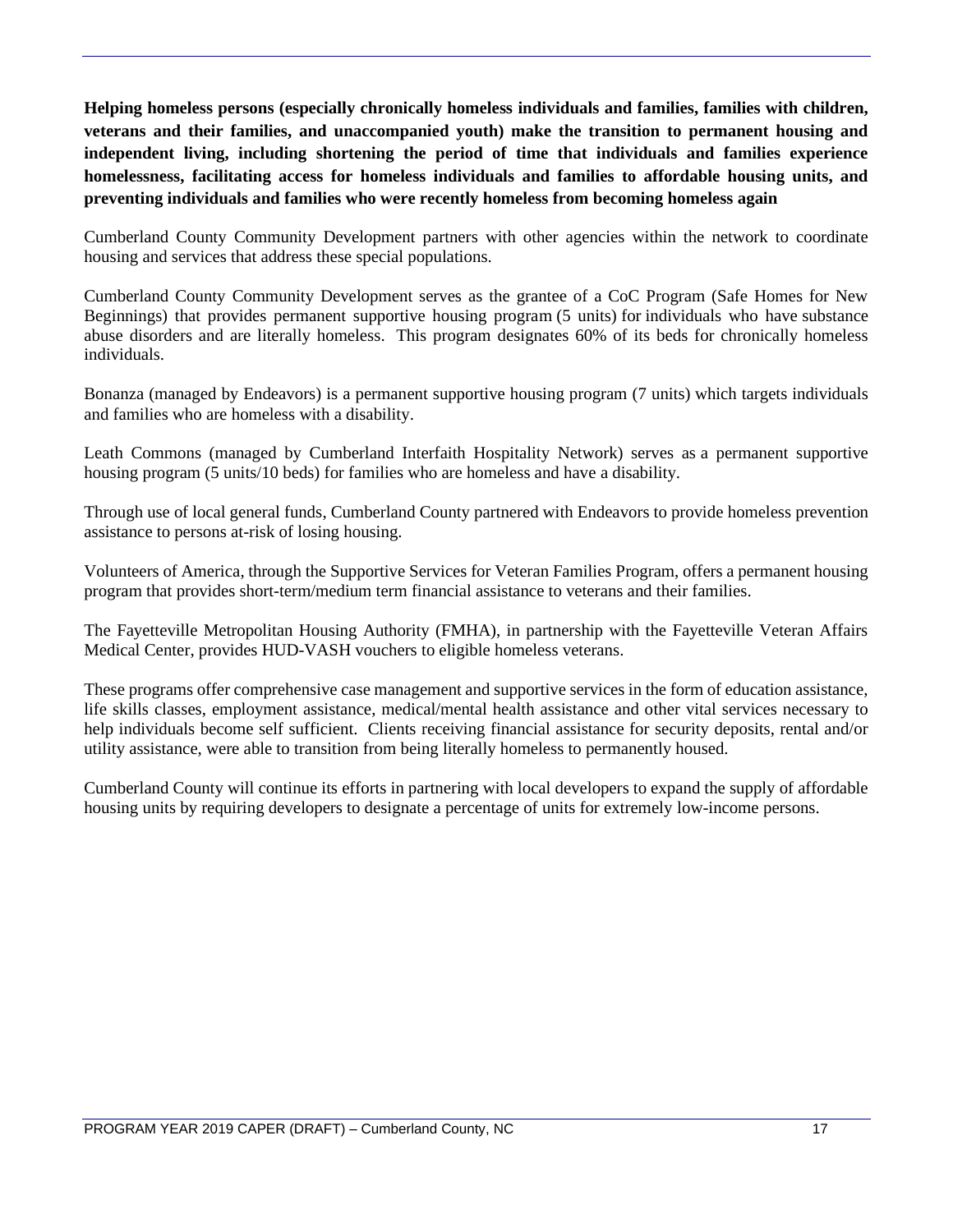**Helping homeless persons (especially chronically homeless individuals and families, families with children, veterans and their families, and unaccompanied youth) make the transition to permanent housing and independent living, including shortening the period of time that individuals and families experience homelessness, facilitating access for homeless individuals and families to affordable housing units, and preventing individuals and families who were recently homeless from becoming homeless again**

Cumberland County Community Development partners with other agencies within the network to coordinate housing and services that address these special populations.

Cumberland County Community Development serves as the grantee of a CoC Program (Safe Homes for New Beginnings) that provides permanent supportive housing program (5 units) for individuals who have substance abuse disorders and are literally homeless. This program designates 60% of its beds for chronically homeless individuals.

Bonanza (managed by Endeavors) is a permanent supportive housing program (7 units) which targets individuals and families who are homeless with a disability.

Leath Commons (managed by Cumberland Interfaith Hospitality Network) serves as a permanent supportive housing program (5 units/10 beds) for families who are homeless and have a disability.

Through use of local general funds, Cumberland County partnered with Endeavors to provide homeless prevention assistance to persons at-risk of losing housing.

Volunteers of America, through the Supportive Services for Veteran Families Program, offers a permanent housing program that provides short-term/medium term financial assistance to veterans and their families.

The Fayetteville Metropolitan Housing Authority (FMHA), in partnership with the Fayetteville Veteran Affairs Medical Center, provides HUD-VASH vouchers to eligible homeless veterans.

These programs offer comprehensive case management and supportive services in the form of education assistance, life skills classes, employment assistance, medical/mental health assistance and other vital services necessary to help individuals become self sufficient. Clients receiving financial assistance for security deposits, rental and/or utility assistance, were able to transition from being literally homeless to permanently housed.

Cumberland County will continue its efforts in partnering with local developers to expand the supply of affordable housing units by requiring developers to designate a percentage of units for extremely low-income persons.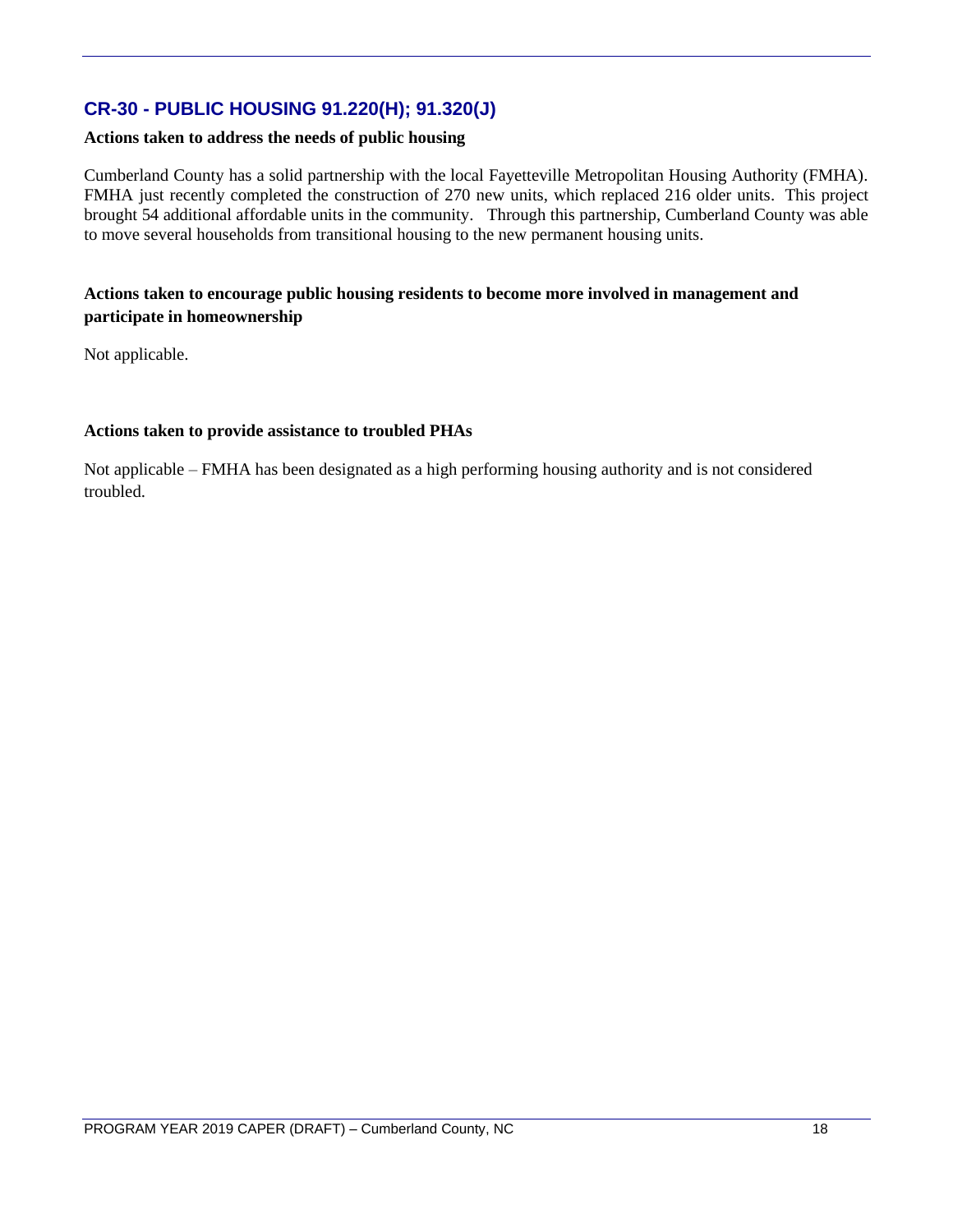## CR-30 - PUBLIC HOUSING 91.220(H); 91.320(J)

**Actions taken to address the needs of public housing**

Cumberland County has a solid partnership with the local Fayetteville Metropolitan Housing Authority (FMHA). FMHA just recently completed the construction of 270 new units, which replaced 216 older units. This project brought 54 additional affordable units in the community. Through this partnership, Cumberland County was able to move several households from transitional housing to the new permanent housing units.

**Actions taken to encourage public housing residents to become more involved in management and participate in homeownership**

Not applicable.

**Actions taken to provide assistance to troubled PHAs**

Not applicable – FMHA has been designated as a high performing housing authority and is not considered troubled.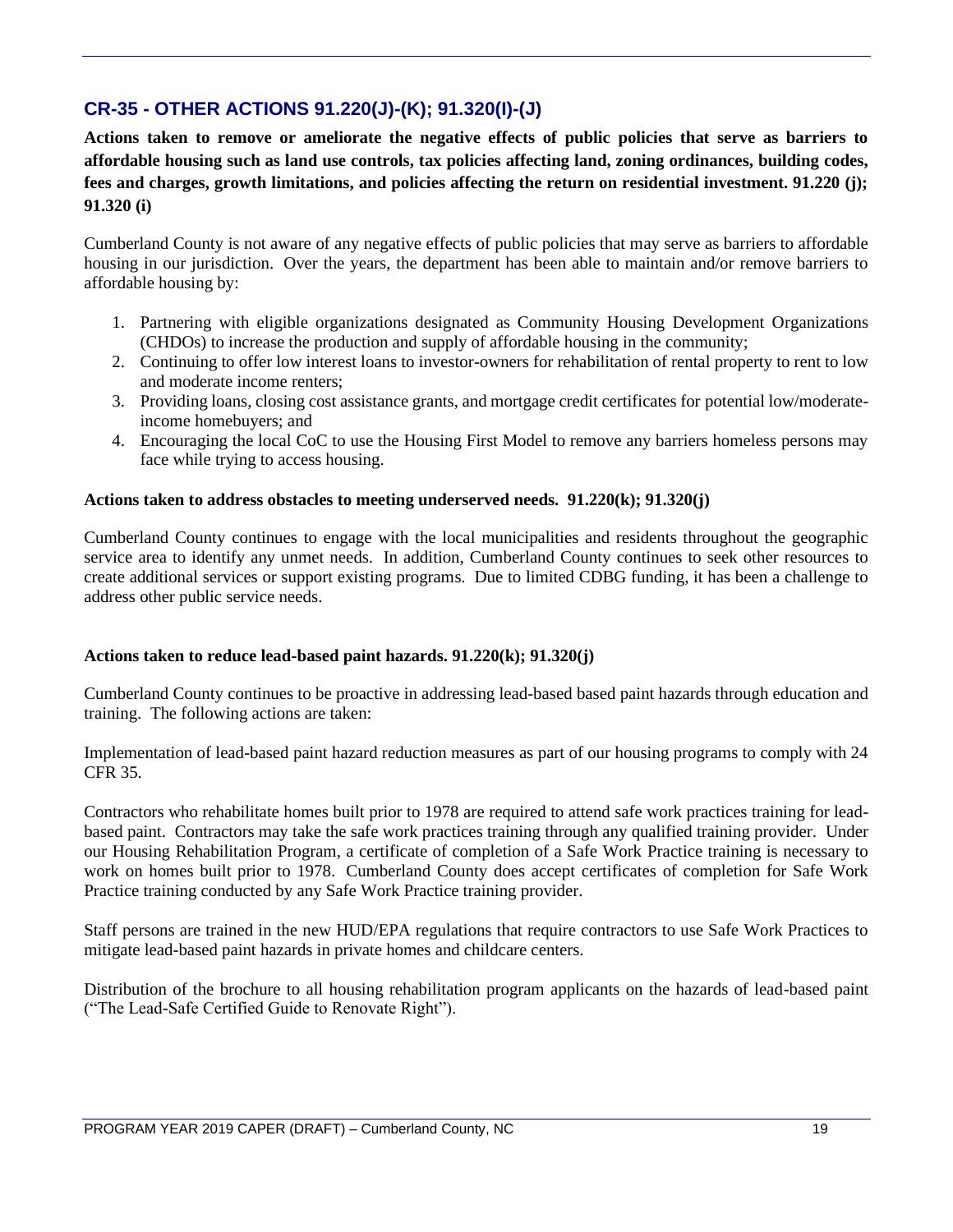## CR-35 - OTHER ACTIONS 91.220(J)-(K); 91.320(I)-(J)

**Actions taken to remove or ameliorate the negative effects of public policies that serve as barriers to affordable housing such as land use controls, tax policies affecting land, zoning ordinances, building codes, fees and charges, growth limitations, and policies affecting the return on residential investment. 91.220 (j); 91.320 (i)**

Cumberland County is not aware of any negative effects of public policies that may serve as barriers to affordable housing in our jurisdiction. Over the years, the department has been able to maintain and/or remove barriers to affordable housing by:

1. Partnering with eligible organizations designated as Community Housing Development Organizations (CHDOs) to increase the production and supply of affordable housing in the community;
2. Continuing to offer low interest loans to investor-owners for rehabilitation of rental property to rent to low and moderate income renters;
3. Providing loans, closing cost assistance grants, and mortgage credit certificates for potential low/moderate-income homebuyers; and
4. Encouraging the local CoC to use the Housing First Model to remove any barriers homeless persons may face while trying to access housing.

**Actions taken to address obstacles to meeting underserved needs. 91.220(k); 91.320(j)**

Cumberland County continues to engage with the local municipalities and residents throughout the geographic service area to identify any unmet needs. In addition, Cumberland County continues to seek other resources to create additional services or support existing programs. Due to limited CDBG funding, it has been a challenge to address other public service needs.

**Actions taken to reduce lead-based paint hazards. 91.220(k); 91.320(j)**

Cumberland County continues to be proactive in addressing lead-based based paint hazards through education and training. The following actions are taken:

Implementation of lead-based paint hazard reduction measures as part of our housing programs to comply with 24 CFR 35.

Contractors who rehabilitate homes built prior to 1978 are required to attend safe work practices training for lead-based paint. Contractors may take the safe work practices training through any qualified training provider. Under our Housing Rehabilitation Program, a certificate of completion of a Safe Work Practice training is necessary to work on homes built prior to 1978. Cumberland County does accept certificates of completion for Safe Work Practice training conducted by any Safe Work Practice training provider.

Staff persons are trained in the new HUD/EPA regulations that require contractors to use Safe Work Practices to mitigate lead-based paint hazards in private homes and childcare centers.

Distribution of the brochure to all housing rehabilitation program applicants on the hazards of lead-based paint ("The Lead-Safe Certified Guide to Renovate Right").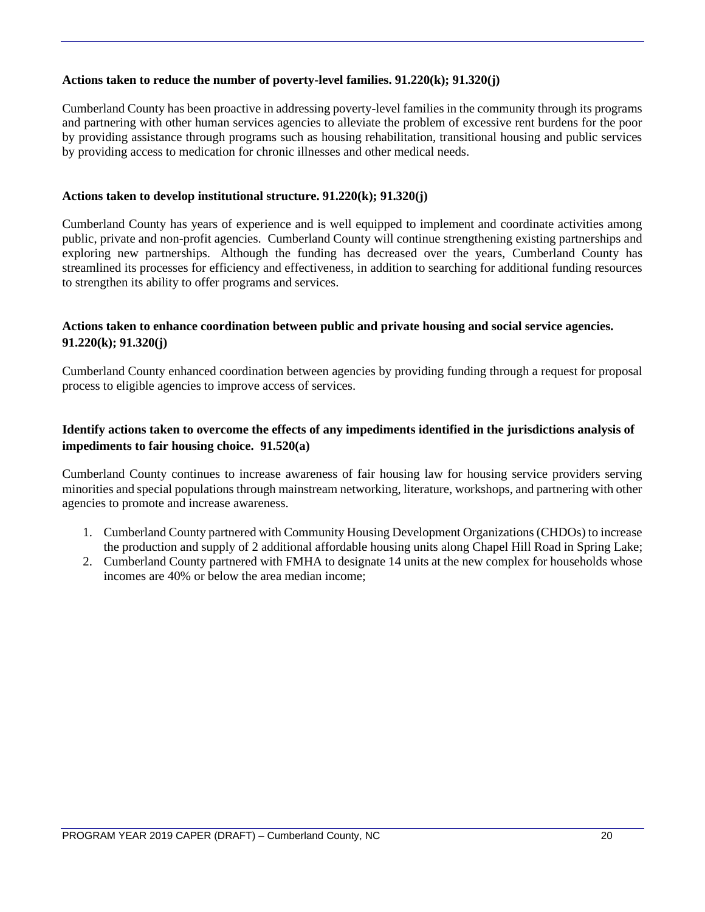**Actions taken to reduce the number of poverty-level families. 91.220(k); 91.320(j)**

Cumberland County has been proactive in addressing poverty-level families in the community through its programs and partnering with other human services agencies to alleviate the problem of excessive rent burdens for the poor by providing assistance through programs such as housing rehabilitation, transitional housing and public services by providing access to medication for chronic illnesses and other medical needs.

**Actions taken to develop institutional structure. 91.220(k); 91.320(j)**

Cumberland County has years of experience and is well equipped to implement and coordinate activities among public, private and non-profit agencies. Cumberland County will continue strengthening existing partnerships and exploring new partnerships. Although the funding has decreased over the years, Cumberland County has streamlined its processes for efficiency and effectiveness, in addition to searching for additional funding resources to strengthen its ability to offer programs and services.

**Actions taken to enhance coordination between public and private housing and social service agencies. 91.220(k); 91.320(j)**

Cumberland County enhanced coordination between agencies by providing funding through a request for proposal process to eligible agencies to improve access of services.

**Identify actions taken to overcome the effects of any impediments identified in the jurisdictions analysis of impediments to fair housing choice. 91.520(a)**

Cumberland County continues to increase awareness of fair housing law for housing service providers serving minorities and special populations through mainstream networking, literature, workshops, and partnering with other agencies to promote and increase awareness.

1. Cumberland County partnered with Community Housing Development Organizations (CHDOs) to increase the production and supply of 2 additional affordable housing units along Chapel Hill Road in Spring Lake;
2. Cumberland County partnered with FMHA to designate 14 units at the new complex for households whose incomes are 40% or below the area median income;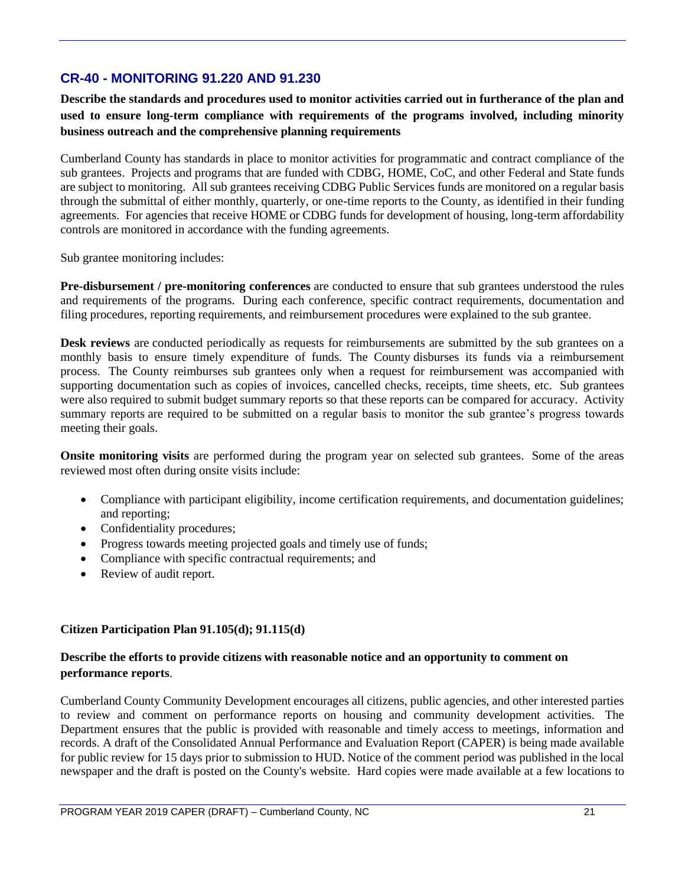## CR-40 - MONITORING 91.220 AND 91.230

**Describe the standards and procedures used to monitor activities carried out in furtherance of the plan and used to ensure long-term compliance with requirements of the programs involved, including minority business outreach and the comprehensive planning requirements**

Cumberland County has standards in place to monitor activities for programmatic and contract compliance of the sub grantees. Projects and programs that are funded with CDBG, HOME, CoC, and other Federal and State funds are subject to monitoring. All sub grantees receiving CDBG Public Services funds are monitored on a regular basis through the submittal of either monthly, quarterly, or one-time reports to the County, as identified in their funding agreements. For agencies that receive HOME or CDBG funds for development of housing, long-term affordability controls are monitored in accordance with the funding agreements.

Sub grantee monitoring includes:

**Pre-disbursement / pre-monitoring conferences** are conducted to ensure that sub grantees understood the rules and requirements of the programs. During each conference, specific contract requirements, documentation and filing procedures, reporting requirements, and reimbursement procedures were explained to the sub grantee.

**Desk reviews** are conducted periodically as requests for reimbursements are submitted by the sub grantees on a monthly basis to ensure timely expenditure of funds. The County disburses its funds via a reimbursement process. The County reimburses sub grantees only when a request for reimbursement was accompanied with supporting documentation such as copies of invoices, cancelled checks, receipts, time sheets, etc. Sub grantees were also required to submit budget summary reports so that these reports can be compared for accuracy. Activity summary reports are required to be submitted on a regular basis to monitor the sub grantee's progress towards meeting their goals.

**Onsite monitoring visits** are performed during the program year on selected sub grantees. Some of the areas reviewed most often during onsite visits include:

- Compliance with participant eligibility, income certification requirements, and documentation guidelines; and reporting;
- Confidentiality procedures;
- Progress towards meeting projected goals and timely use of funds;
- Compliance with specific contractual requirements; and
- Review of audit report.

**Citizen Participation Plan 91.105(d); 91.115(d)**

**Describe the efforts to provide citizens with reasonable notice and an opportunity to comment on performance reports**.

Cumberland County Community Development encourages all citizens, public agencies, and other interested parties to review and comment on performance reports on housing and community development activities. The Department ensures that the public is provided with reasonable and timely access to meetings, information and records. A draft of the Consolidated Annual Performance and Evaluation Report (CAPER) is being made available for public review for 15 days prior to submission to HUD. Notice of the comment period was published in the local newspaper and the draft is posted on the County's website. Hard copies were made available at a few locations to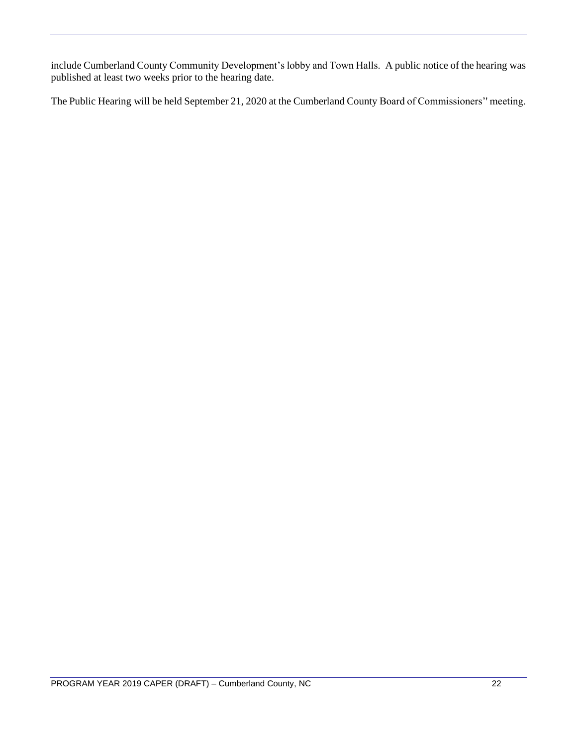include Cumberland County Community Development's lobby and Town Halls. A public notice of the hearing was published at least two weeks prior to the hearing date.

The Public Hearing will be held September 21, 2020 at the Cumberland County Board of Commissioners'' meeting.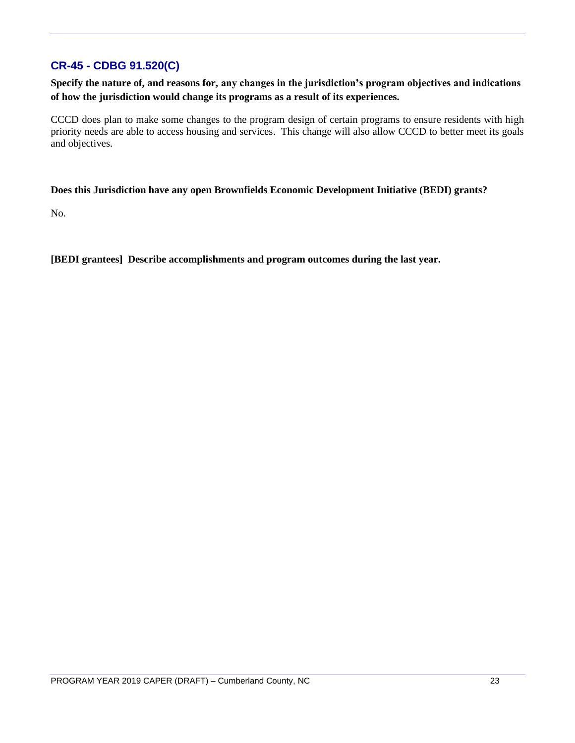## CR-45 - CDBG 91.520(C)

**Specify the nature of, and reasons for, any changes in the jurisdiction's program objectives and indications of how the jurisdiction would change its programs as a result of its experiences.**

CCCD does plan to make some changes to the program design of certain programs to ensure residents with high priority needs are able to access housing and services. This change will also allow CCCD to better meet its goals and objectives.

**Does this Jurisdiction have any open Brownfields Economic Development Initiative (BEDI) grants?**

No.

**[BEDI grantees] Describe accomplishments and program outcomes during the last year.**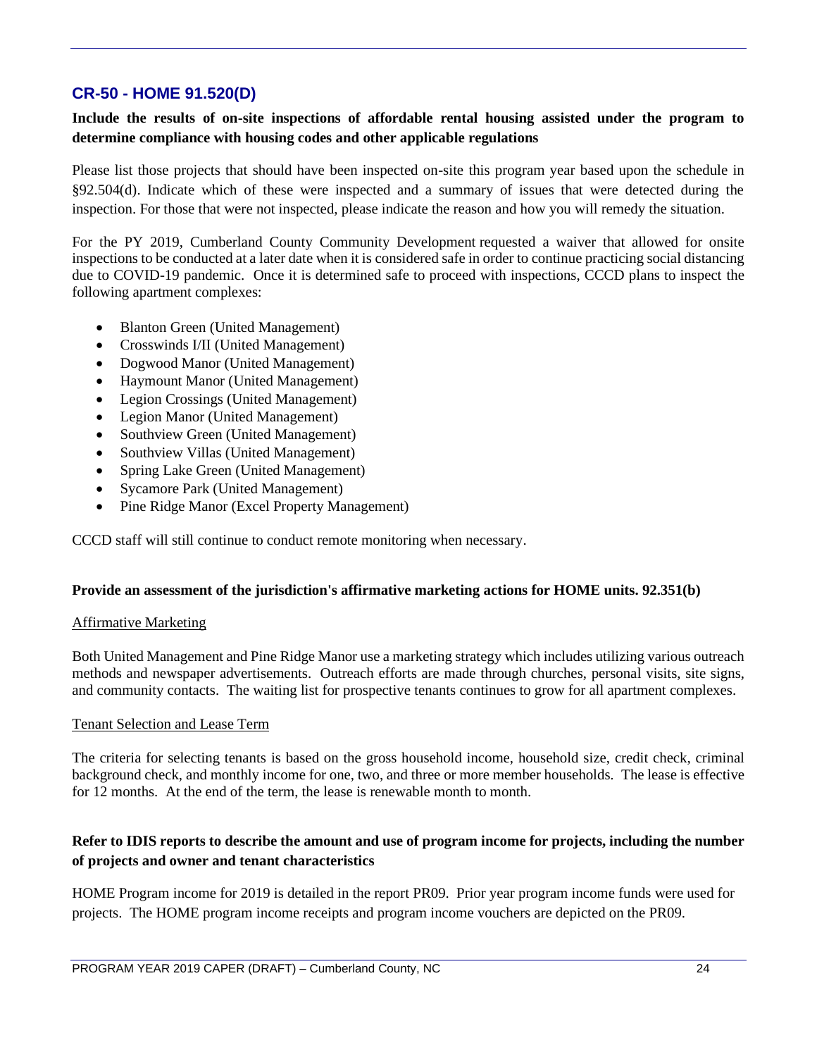## CR-50 - HOME 91.520(D)

**Include the results of on-site inspections of affordable rental housing assisted under the program to determine compliance with housing codes and other applicable regulations**

Please list those projects that should have been inspected on-site this program year based upon the schedule in §92.504(d). Indicate which of these were inspected and a summary of issues that were detected during the inspection. For those that were not inspected, please indicate the reason and how you will remedy the situation.

For the PY 2019, Cumberland County Community Development requested a waiver that allowed for onsite inspections to be conducted at a later date when it is considered safe in order to continue practicing social distancing due to COVID-19 pandemic. Once it is determined safe to proceed with inspections, CCCD plans to inspect the following apartment complexes:

- Blanton Green (United Management)
- Crosswinds I/II (United Management)
- Dogwood Manor (United Management)
- Haymount Manor (United Management)
- Legion Crossings (United Management)
- Legion Manor (United Management)
- Southview Green (United Management)
- Southview Villas (United Management)
- Spring Lake Green (United Management)
- Sycamore Park (United Management)
- Pine Ridge Manor (Excel Property Management)

CCCD staff will still continue to conduct remote monitoring when necessary.

**Provide an assessment of the jurisdiction's affirmative marketing actions for HOME units. 92.351(b)**

Affirmative Marketing

Both United Management and Pine Ridge Manor use a marketing strategy which includes utilizing various outreach methods and newspaper advertisements. Outreach efforts are made through churches, personal visits, site signs, and community contacts. The waiting list for prospective tenants continues to grow for all apartment complexes.

Tenant Selection and Lease Term

The criteria for selecting tenants is based on the gross household income, household size, credit check, criminal background check, and monthly income for one, two, and three or more member households. The lease is effective for 12 months. At the end of the term, the lease is renewable month to month.

**Refer to IDIS reports to describe the amount and use of program income for projects, including the number of projects and owner and tenant characteristics**

HOME Program income for 2019 is detailed in the report PR09. Prior year program income funds were used for projects. The HOME program income receipts and program income vouchers are depicted on the PR09.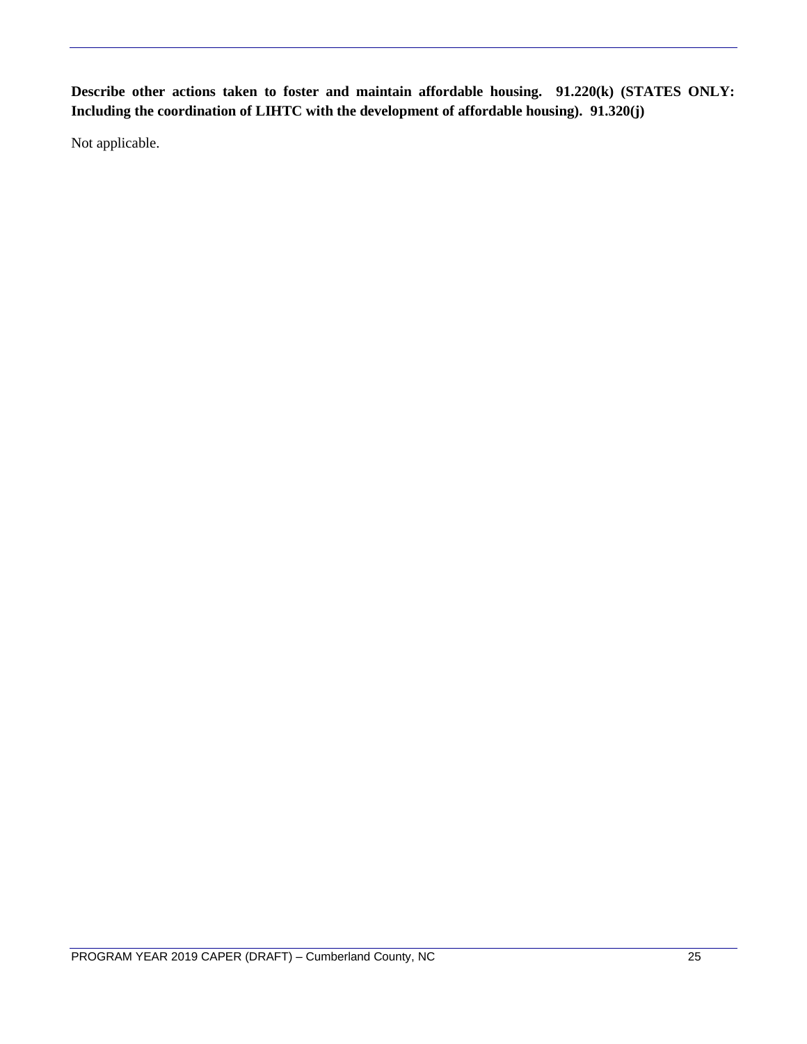**Describe other actions taken to foster and maintain affordable housing. 91.220(k) (STATES ONLY: Including the coordination of LIHTC with the development of affordable housing). 91.320(j)**

Not applicable.